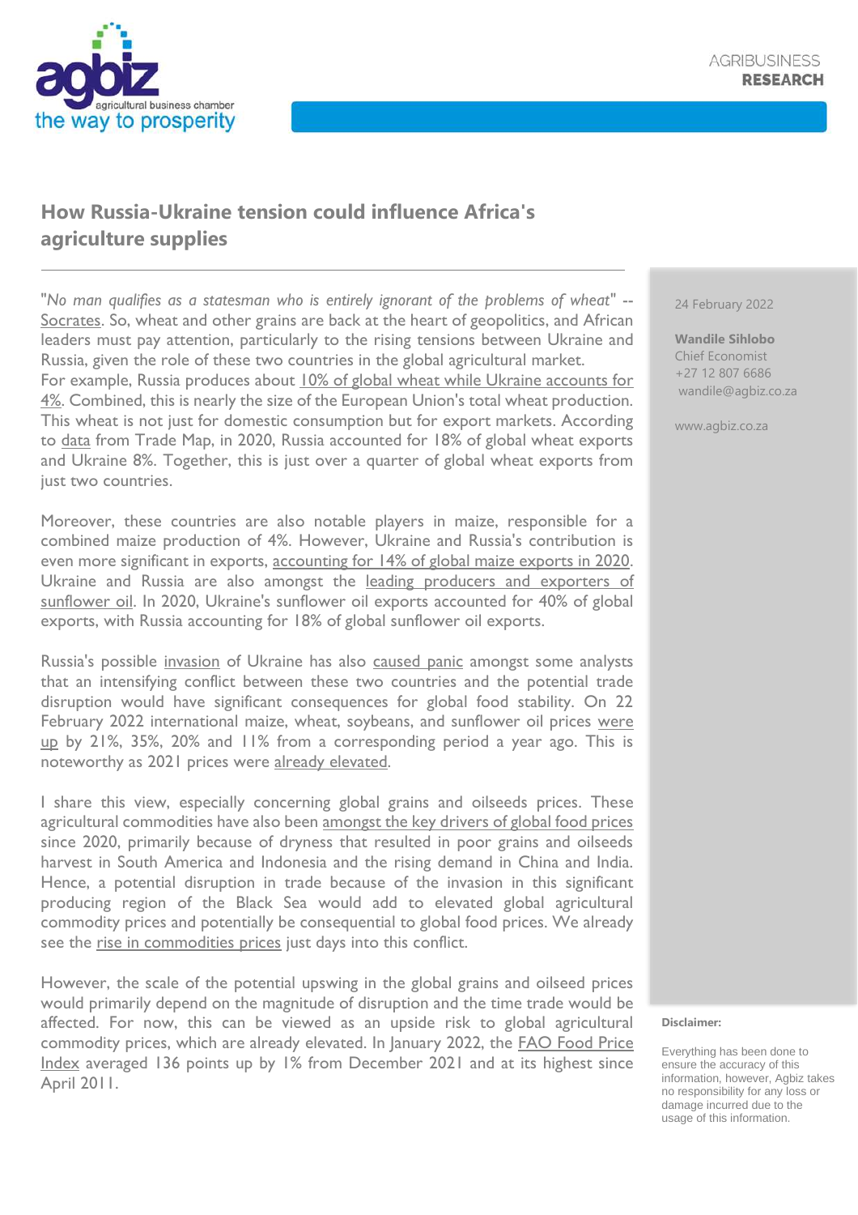agbiz
agricultural business chamber
the way to prosperity

AGRIBUSINESS **RESEARCH**

# How Russia-Ukraine tension could influence Africa's agriculture supplies

24 February 2022

**Wandile Sihlobo**
Chief Economist
+27 12 807 6686
wandile@agbiz.co.za

www.agbiz.co.za

"*No man qualifies as a statesman who is entirely ignorant of the problems of wheat*" -- Socrates. So, wheat and other grains are back at the heart of geopolitics, and African leaders must pay attention, particularly to the rising tensions between Ukraine and Russia, given the role of these two countries in the global agricultural market. For example, Russia produces about 10% of global wheat while Ukraine accounts for 4%. Combined, this is nearly the size of the European Union's total wheat production. This wheat is not just for domestic consumption but for export markets. According to data from Trade Map, in 2020, Russia accounted for 18% of global wheat exports and Ukraine 8%. Together, this is just over a quarter of global wheat exports from just two countries.

Moreover, these countries are also notable players in maize, responsible for a combined maize production of 4%. However, Ukraine and Russia's contribution is even more significant in exports, accounting for 14% of global maize exports in 2020. Ukraine and Russia are also amongst the leading producers and exporters of sunflower oil. In 2020, Ukraine's sunflower oil exports accounted for 40% of global exports, with Russia accounting for 18% of global sunflower oil exports.

Russia's possible invasion of Ukraine has also caused panic amongst some analysts that an intensifying conflict between these two countries and the potential trade disruption would have significant consequences for global food stability. On 22 February 2022 international maize, wheat, soybeans, and sunflower oil prices were up by 21%, 35%, 20% and 11% from a corresponding period a year ago. This is noteworthy as 2021 prices were already elevated.

I share this view, especially concerning global grains and oilseeds prices. These agricultural commodities have also been amongst the key drivers of global food prices since 2020, primarily because of dryness that resulted in poor grains and oilseeds harvest in South America and Indonesia and the rising demand in China and India. Hence, a potential disruption in trade because of the invasion in this significant producing region of the Black Sea would add to elevated global agricultural commodity prices and potentially be consequential to global food prices. We already see the rise in commodities prices just days into this conflict.

However, the scale of the potential upswing in the global grains and oilseed prices would primarily depend on the magnitude of disruption and the time trade would be affected. For now, this can be viewed as an upside risk to global agricultural commodity prices, which are already elevated. In January 2022, the FAO Food Price Index averaged 136 points up by 1% from December 2021 and at its highest since April 2011.

**Disclaimer:**

Everything has been done to ensure the accuracy of this information, however, Agbiz takes no responsibility for any loss or damage incurred due to the usage of this information.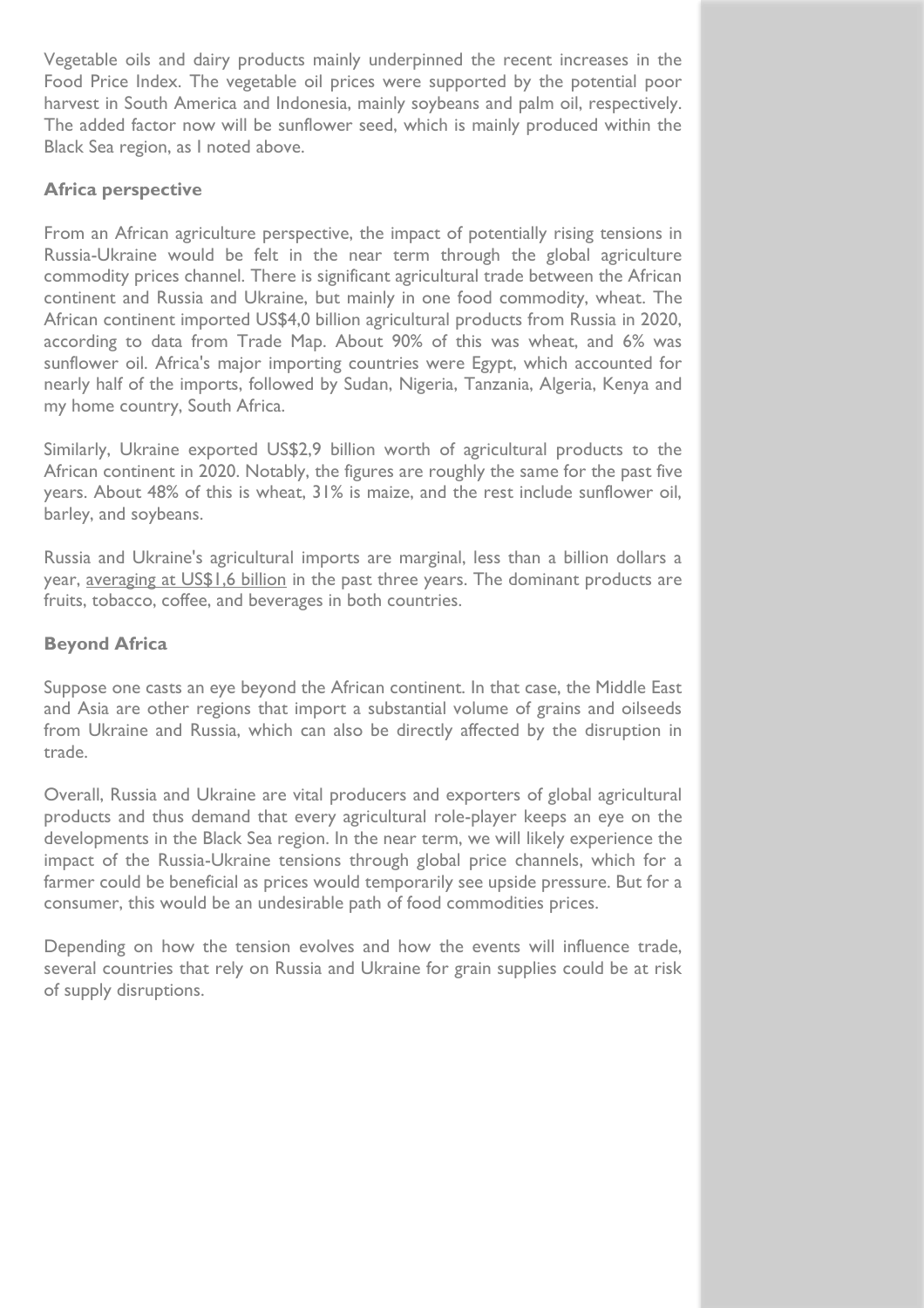Vegetable oils and dairy products mainly underpinned the recent increases in the Food Price Index. The vegetable oil prices were supported by the potential poor harvest in South America and Indonesia, mainly soybeans and palm oil, respectively. The added factor now will be sunflower seed, which is mainly produced within the Black Sea region, as I noted above.

**Africa perspective**

From an African agriculture perspective, the impact of potentially rising tensions in Russia-Ukraine would be felt in the near term through the global agriculture commodity prices channel. There is significant agricultural trade between the African continent and Russia and Ukraine, but mainly in one food commodity, wheat. The African continent imported US$4,0 billion agricultural products from Russia in 2020, according to data from Trade Map. About 90% of this was wheat, and 6% was sunflower oil. Africa's major importing countries were Egypt, which accounted for nearly half of the imports, followed by Sudan, Nigeria, Tanzania, Algeria, Kenya and my home country, South Africa.

Similarly, Ukraine exported US$2,9 billion worth of agricultural products to the African continent in 2020. Notably, the figures are roughly the same for the past five years. About 48% of this is wheat, 31% is maize, and the rest include sunflower oil, barley, and soybeans.

Russia and Ukraine's agricultural imports are marginal, less than a billion dollars a year, averaging at US$1,6 billion in the past three years. The dominant products are fruits, tobacco, coffee, and beverages in both countries.

**Beyond Africa**

Suppose one casts an eye beyond the African continent. In that case, the Middle East and Asia are other regions that import a substantial volume of grains and oilseeds from Ukraine and Russia, which can also be directly affected by the disruption in trade.

Overall, Russia and Ukraine are vital producers and exporters of global agricultural products and thus demand that every agricultural role-player keeps an eye on the developments in the Black Sea region. In the near term, we will likely experience the impact of the Russia-Ukraine tensions through global price channels, which for a farmer could be beneficial as prices would temporarily see upside pressure. But for a consumer, this would be an undesirable path of food commodities prices.

Depending on how the tension evolves and how the events will influence trade, several countries that rely on Russia and Ukraine for grain supplies could be at risk of supply disruptions.